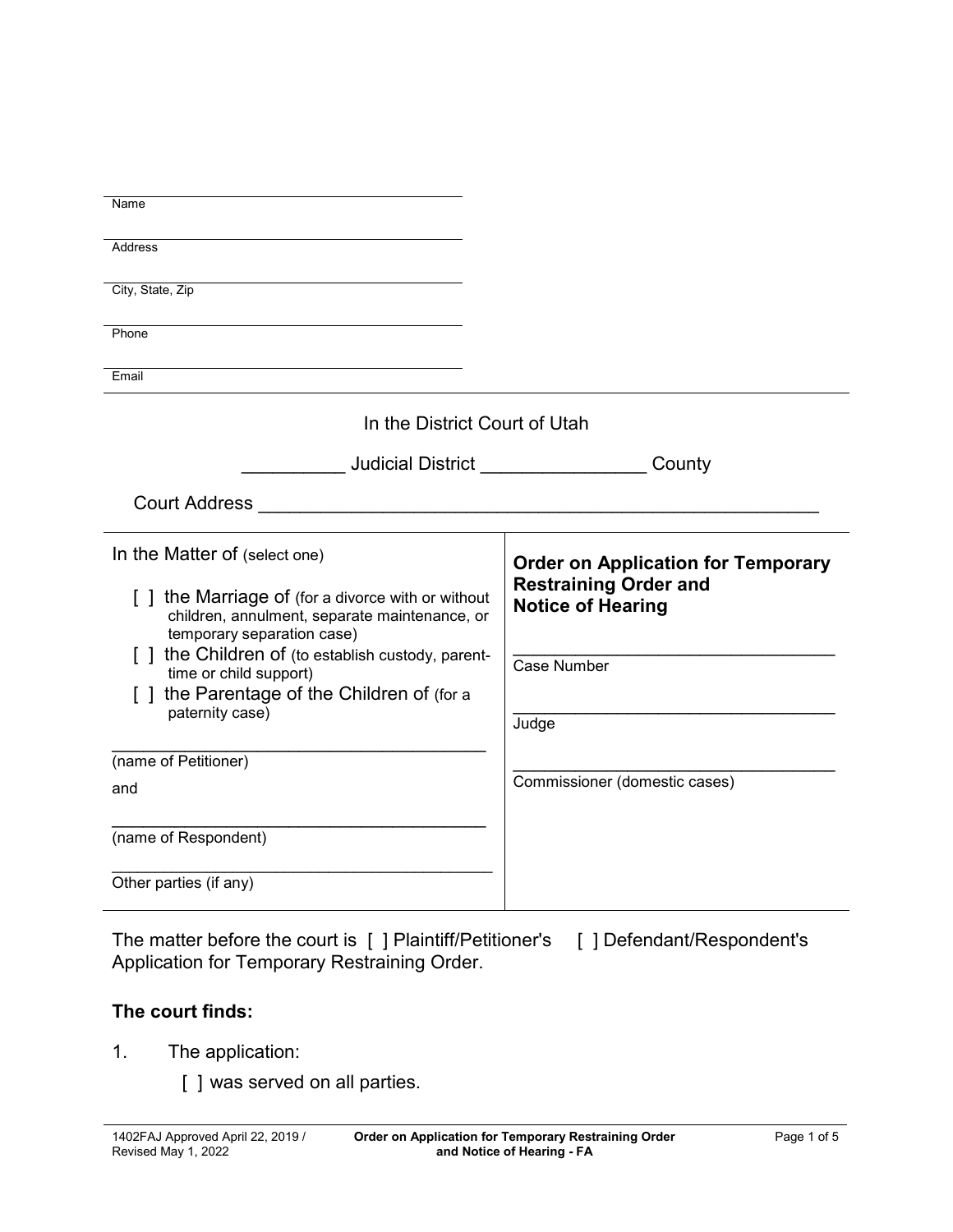_______________________________
Name

_______________________________
Address

_______________________________
City, State, Zip

_______________________________
Phone

_______________________________
Email

In the District Court of Utah

__________ Judicial District ________________ County

Court Address ______________________________________________________

| In the Matter of (select one) | **Order on Application for Temporary Restraining Order and Notice of Hearing** |
|---|---|
| [ ] the Marriage of (for a divorce with or without children, annulment, separate maintenance, or temporary separation case) | ___________________________ Case Number |
| [ ] the Children of (to establish custody, parent-time or child support) | ___________________________ Judge |
| [ ] the Parentage of the Children of (for a paternity case) | ___________________________ Commissioner (domestic cases) |
| ___________________________ (name of Petitioner) | |
| and | |
| ___________________________ (name of Respondent) | |
| ___________________________ Other parties (if any) | |

The matter before the court is [ ] Plaintiff/Petitioner's [ ] Defendant/Respondent's Application for Temporary Restraining Order.

**The court finds:**

1. The application:

   [ ] was served on all parties.

1402FAJ Approved April 22, 2019 / Revised May 1, 2022 — Order on Application for Temporary Restraining Order and Notice of Hearing - FA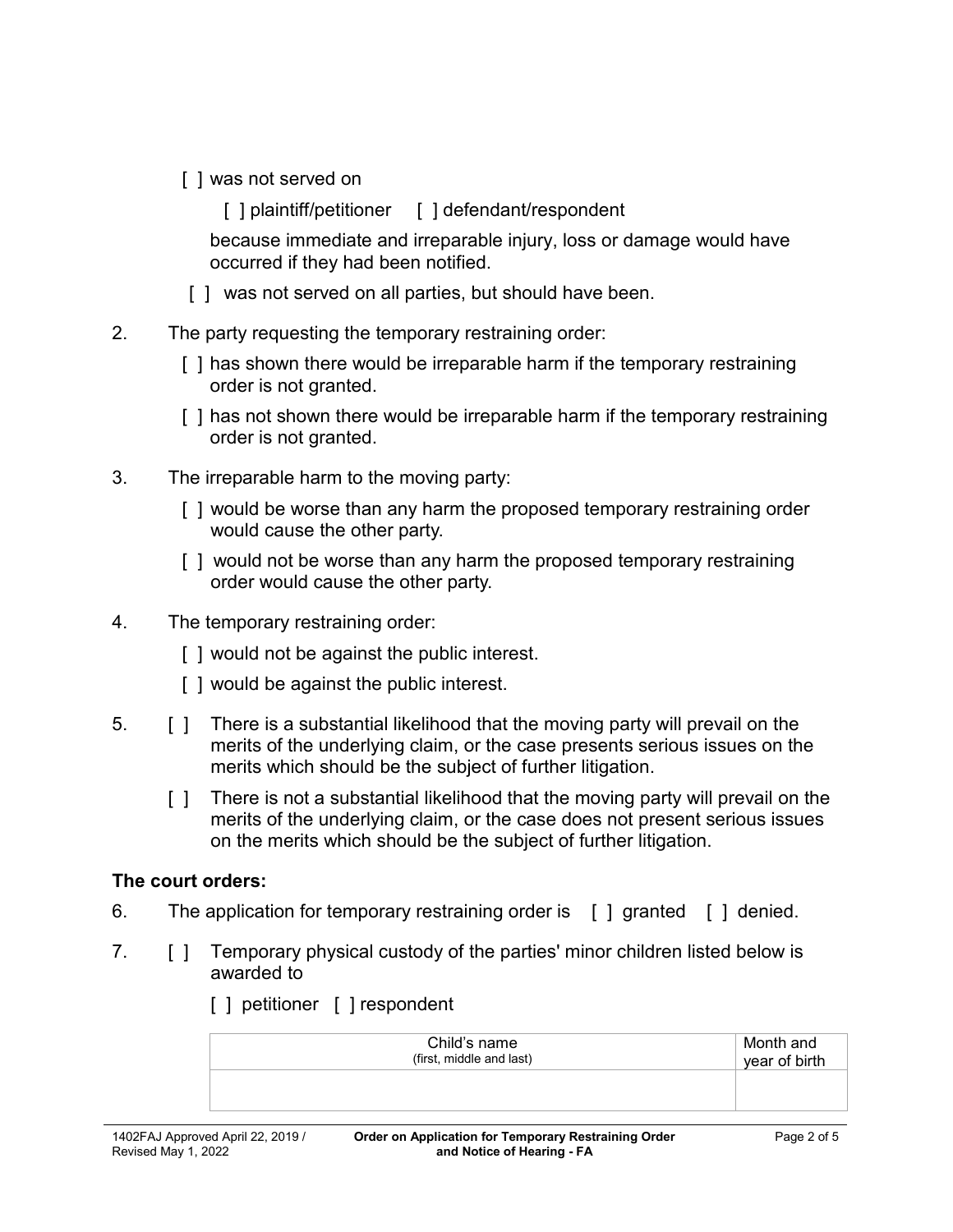[ ] was not served on

[ ] plaintiff/petitioner   [ ] defendant/respondent

because immediate and irreparable injury, loss or damage would have occurred if they had been notified.

[ ] was not served on all parties, but should have been.

2. The party requesting the temporary restraining order:

   [ ] has shown there would be irreparable harm if the temporary restraining order is not granted.

   [ ] has not shown there would be irreparable harm if the temporary restraining order is not granted.

3. The irreparable harm to the moving party:

   [ ] would be worse than any harm the proposed temporary restraining order would cause the other party.

   [ ] would not be worse than any harm the proposed temporary restraining order would cause the other party.

4. The temporary restraining order:

   [ ] would not be against the public interest.

   [ ] would be against the public interest.

5. [ ] There is a substantial likelihood that the moving party will prevail on the merits of the underlying claim, or the case presents serious issues on the merits which should be the subject of further litigation.

   [ ] There is not a substantial likelihood that the moving party will prevail on the merits of the underlying claim, or the case does not present serious issues on the merits which should be the subject of further litigation.

**The court orders:**

6. The application for temporary restraining order is [ ] granted [ ] denied.

7. [ ] Temporary physical custody of the parties' minor children listed below is awarded to

   [ ] petitioner [ ] respondent

| Child's name (first, middle and last) | Month and year of birth |
| --- | --- |
| | |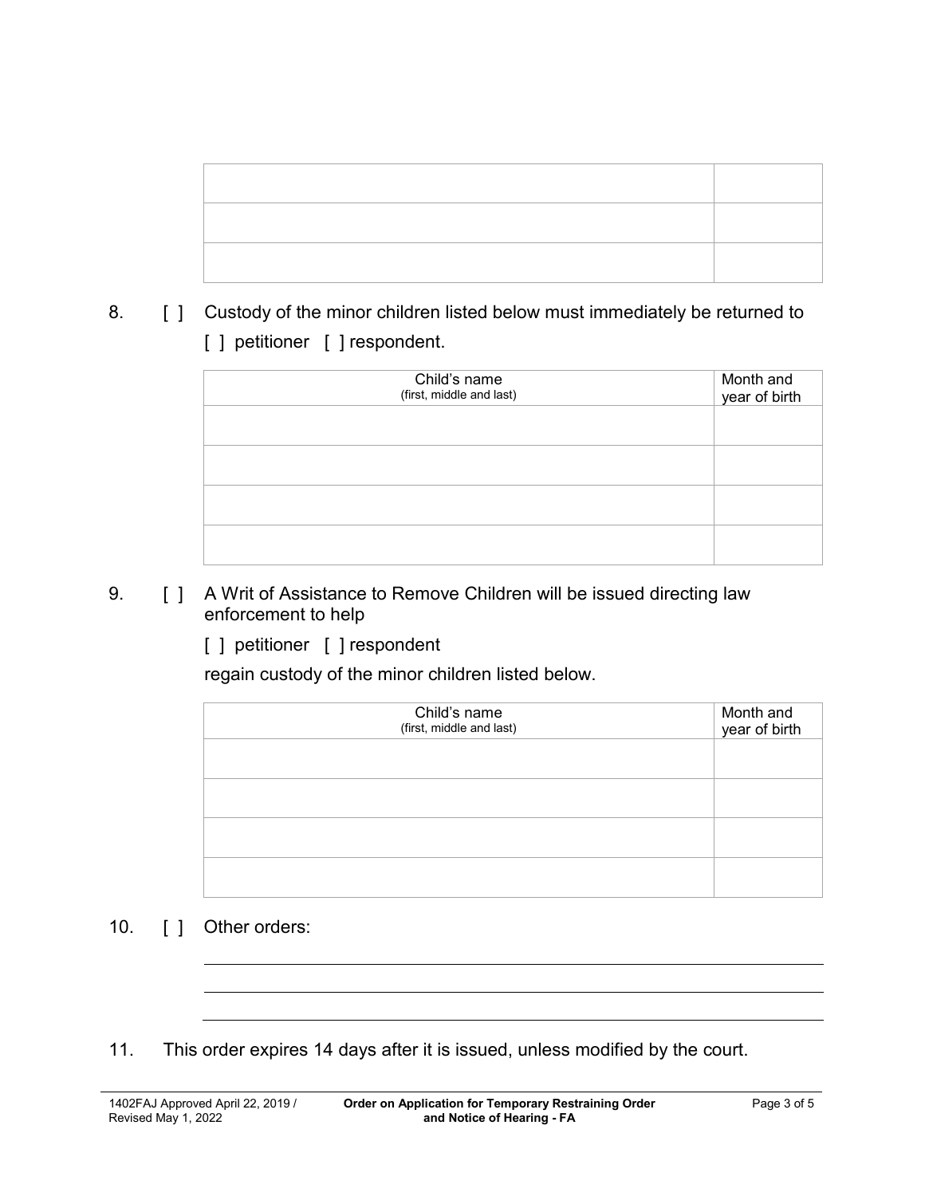| | |
|---|---|
| | |
| | |
| | |

8. [ ] Custody of the minor children listed below must immediately be returned to [ ] petitioner [ ] respondent.

| Child's name (first, middle and last) | Month and year of birth |
|---|---|
| | |
| | |
| | |
| | |

9. [ ] A Writ of Assistance to Remove Children will be issued directing law enforcement to help

   [ ] petitioner [ ] respondent

   regain custody of the minor children listed below.

| Child's name (first, middle and last) | Month and year of birth |
|---|---|
| | |
| | |
| | |
| | |

10. [ ] Other orders:

______________________________________________

______________________________________________

______________________________________________

11. This order expires 14 days after it is issued, unless modified by the court.

1402FAJ Approved April 22, 2019 / Revised May 1, 2022 — **Order on Application for Temporary Restraining Order and Notice of Hearing - FA**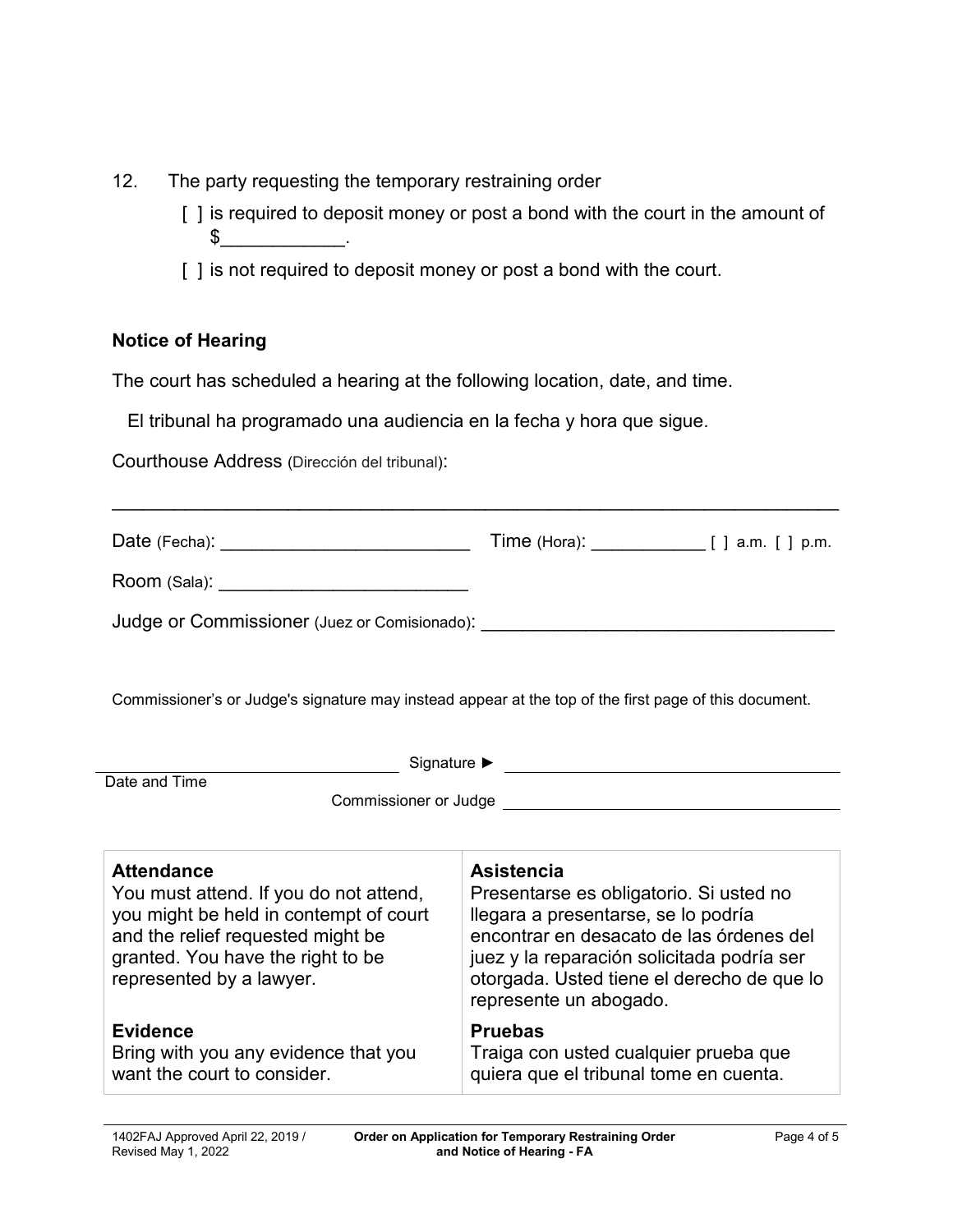12. The party requesting the temporary restraining order

    [ ] is required to deposit money or post a bond with the court in the amount of $____________.

    [ ] is not required to deposit money or post a bond with the court.

**Notice of Hearing**

The court has scheduled a hearing at the following location, date, and time.

El tribunal ha programado una audiencia en la fecha y hora que sigue.

Courthouse Address (Dirección del tribunal):

______________________________________________________________________

Date (Fecha): _________________________ Time (Hora): ____________ [ ] a.m. [ ] p.m.

Room (Sala): _________________________

Judge or Commissioner (Juez or Comisionado): ___________________________________

Commissioner's or Judge's signature may instead appear at the top of the first page of this document.

_________________________________ Signature ► ______________________________________

Date and Time

Commissioner or Judge ______________________________________

| | |
|---|---|
| **Attendance**<br>You must attend. If you do not attend, you might be held in contempt of court and the relief requested might be granted. You have the right to be represented by a lawyer. | **Asistencia**<br>Presentarse es obligatorio. Si usted no llegara a presentarse, se lo podría encontrar en desacato de las órdenes del juez y la reparación solicitada podría ser otorgada. Usted tiene el derecho de que lo represente un abogado. |
| **Evidence**<br>Bring with you any evidence that you want the court to consider. | **Pruebas**<br>Traiga con usted cualquier prueba que quiera que el tribunal tome en cuenta. |

1402FAJ Approved April 22, 2019 / Revised May 1, 2022

**Order on Application for Temporary Restraining Order and Notice of Hearing - FA**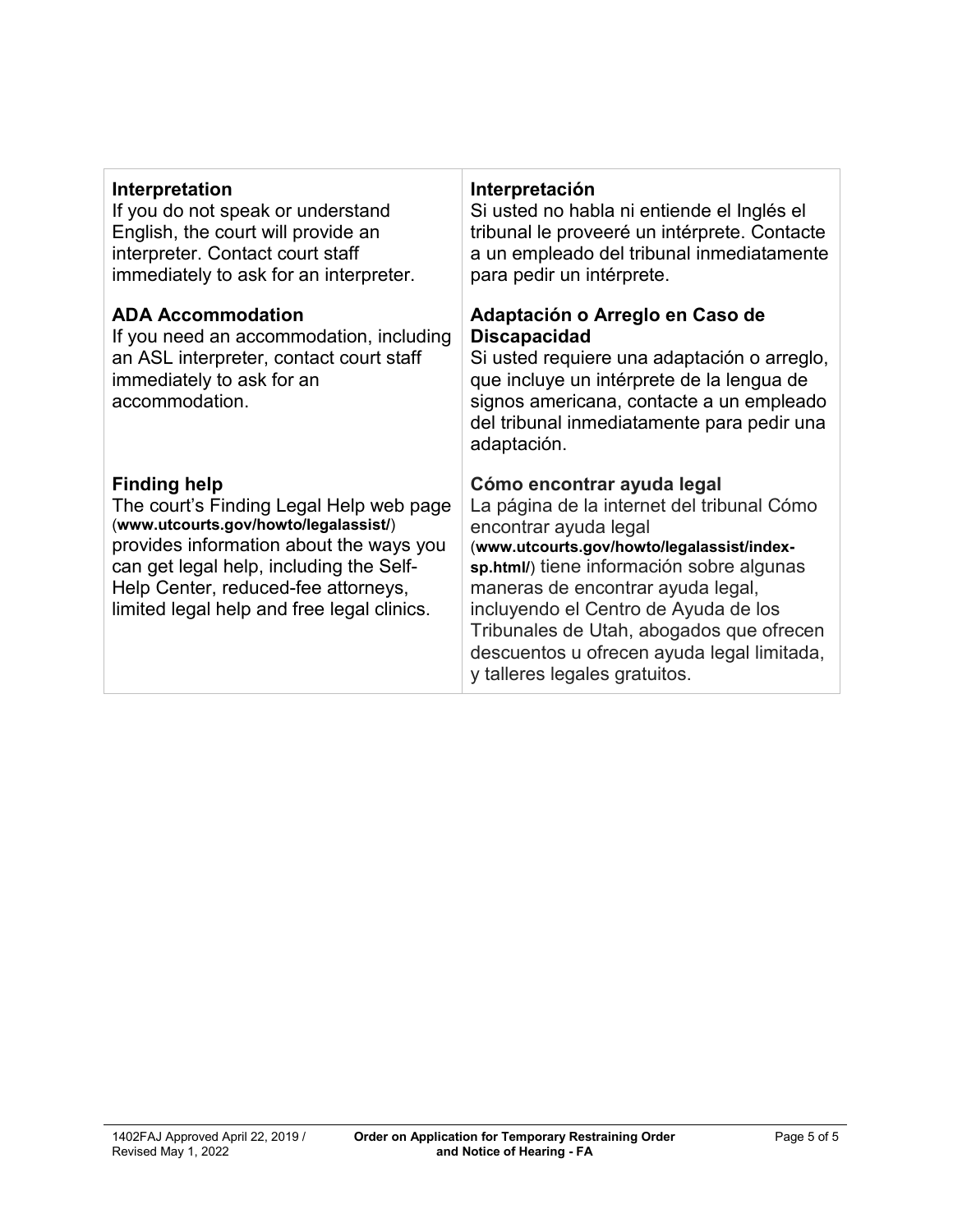**Interpretation**
If you do not speak or understand English, the court will provide an interpreter. Contact court staff immediately to ask for an interpreter.

**Interpretación**
Si usted no habla ni entiende el Inglés el tribunal le proveeré un intérprete. Contacte a un empleado del tribunal inmediatamente para pedir un intérprete.

**ADA Accommodation**
If you need an accommodation, including an ASL interpreter, contact court staff immediately to ask for an accommodation.

**Adaptación o Arreglo en Caso de Discapacidad**
Si usted requiere una adaptación o arreglo, que incluye un intérprete de la lengua de signos americana, contacte a un empleado del tribunal inmediatamente para pedir una adaptación.

**Finding help**
The court's Finding Legal Help web page (**www.utcourts.gov/howto/legalassist/**) provides information about the ways you can get legal help, including the Self-Help Center, reduced-fee attorneys, limited legal help and free legal clinics.

**Cómo encontrar ayuda legal**
La página de la internet del tribunal Cómo encontrar ayuda legal (**www.utcourts.gov/howto/legalassist/index-sp.html/**) tiene información sobre algunas maneras de encontrar ayuda legal, incluyendo el Centro de Ayuda de los Tribunales de Utah, abogados que ofrecen descuentos u ofrecen ayuda legal limitada, y talleres legales gratuitos.